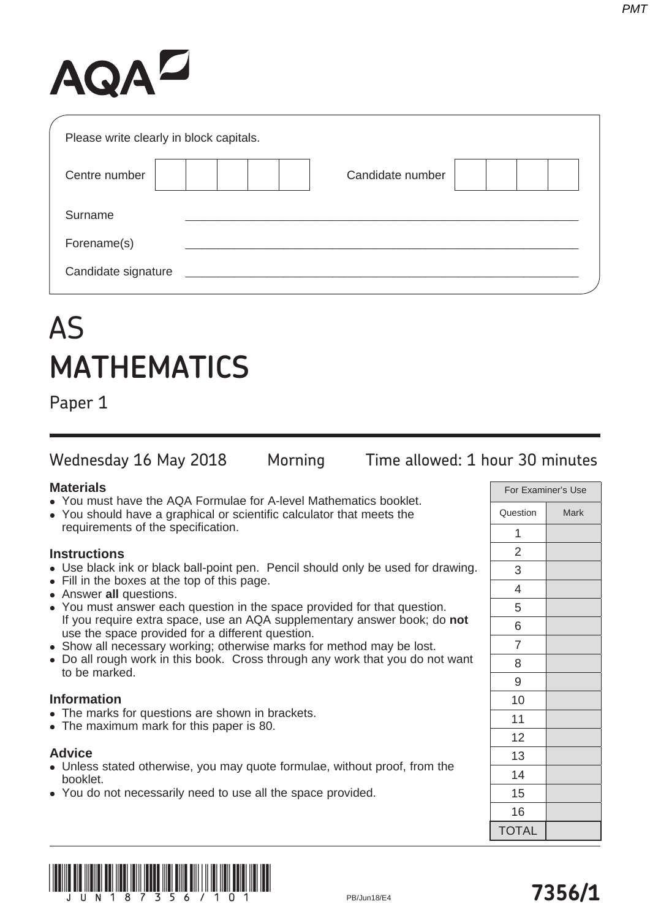AQA

Please write clearly in block capitals.

Centre number | | | | | | Candidate number | | | | |

Surname ______________________________

Forename(s) ______________________________

Candidate signature ______________________________

# AS
# MATHEMATICS

## Paper 1

Wednesday 16 May 2018 Morning Time allowed: 1 hour 30 minutes

**Materials**

- You must have the AQA Formulae for A-level Mathematics booklet.
- You should have a graphical or scientific calculator that meets the requirements of the specification.

**Instructions**

- Use black ink or black ball-point pen. Pencil should only be used for drawing.
- Fill in the boxes at the top of this page.
- Answer **all** questions.
- You must answer each question in the space provided for that question. If you require extra space, use an AQA supplementary answer book; do **not** use the space provided for a different question.
- Show all necessary working; otherwise marks for method may be lost.
- Do all rough work in this book. Cross through any work that you do not want to be marked.

**Information**

- The marks for questions are shown in brackets.
- The maximum mark for this paper is 80.

**Advice**

- Unless stated otherwise, you may quote formulae, without proof, from the booklet.
- You do not necessarily need to use all the space provided.

| For Examiner's Use | |
|---|---|
| Question | Mark |
| 1 | |
| 2 | |
| 3 | |
| 4 | |
| 5 | |
| 6 | |
| 7 | |
| 8 | |
| 9 | |
| 10 | |
| 11 | |
| 12 | |
| 13 | |
| 14 | |
| 15 | |
| 16 | |
| TOTAL | |

PB/Jun18/E4

**7356/1**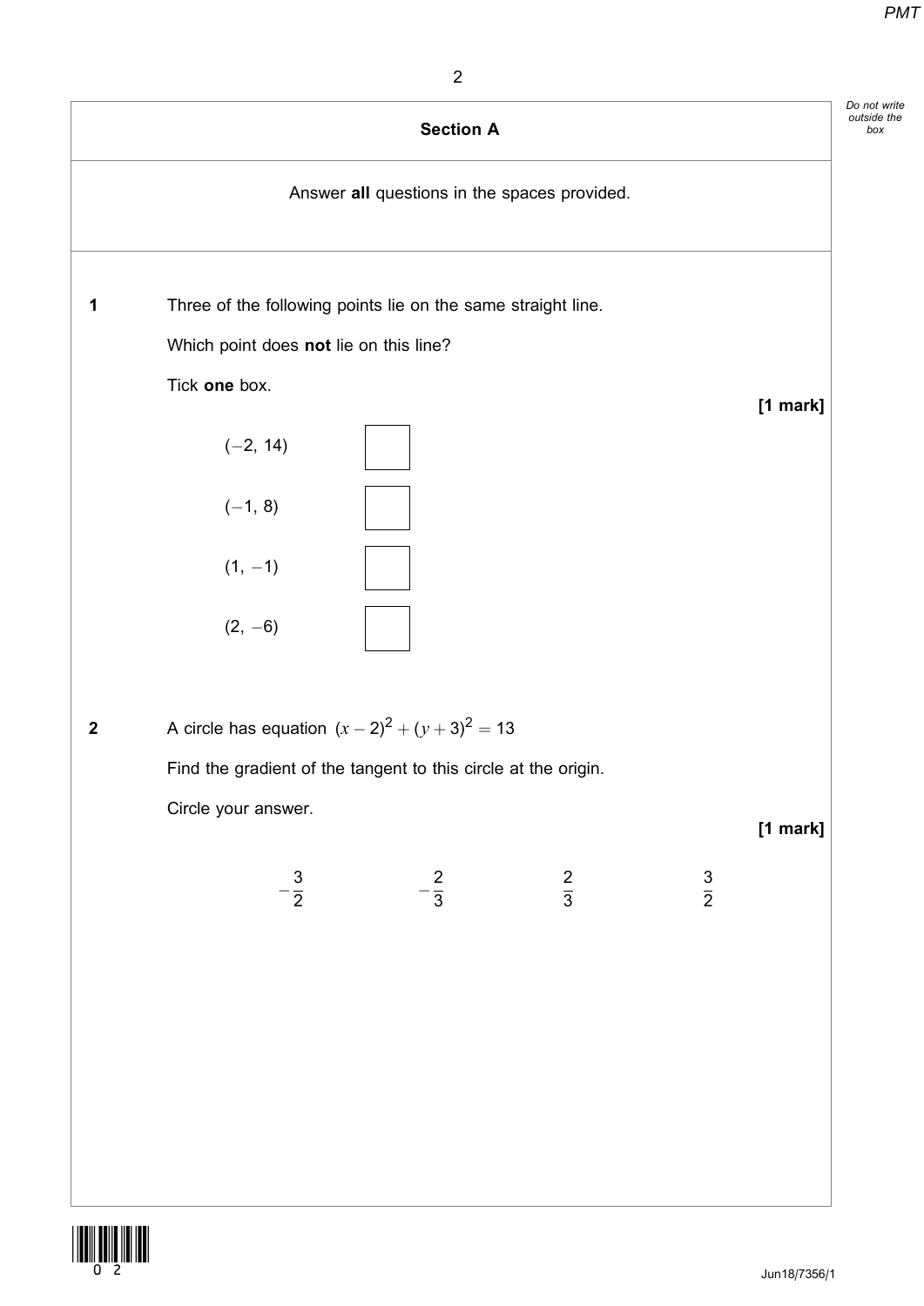## Section A

Answer **all** questions in the spaces provided.

**1** Three of the following points lie on the same straight line.

Which point does **not** lie on this line?

Tick **one** box.

**[1 mark]**

$(-2, 14)$ ☐

$(-1, 8)$ ☐

$(1, -1)$ ☐

$(2, -6)$ ☐

**2** A circle has equation $(x-2)^2 + (y+3)^2 = 13$

Find the gradient of the tangent to this circle at the origin.

Circle your answer.

**[1 mark]**

$-\frac{3}{2}$ $\qquad$ $-\frac{2}{3}$ $\qquad$ $\frac{2}{3}$ $\qquad$ $\frac{3}{2}$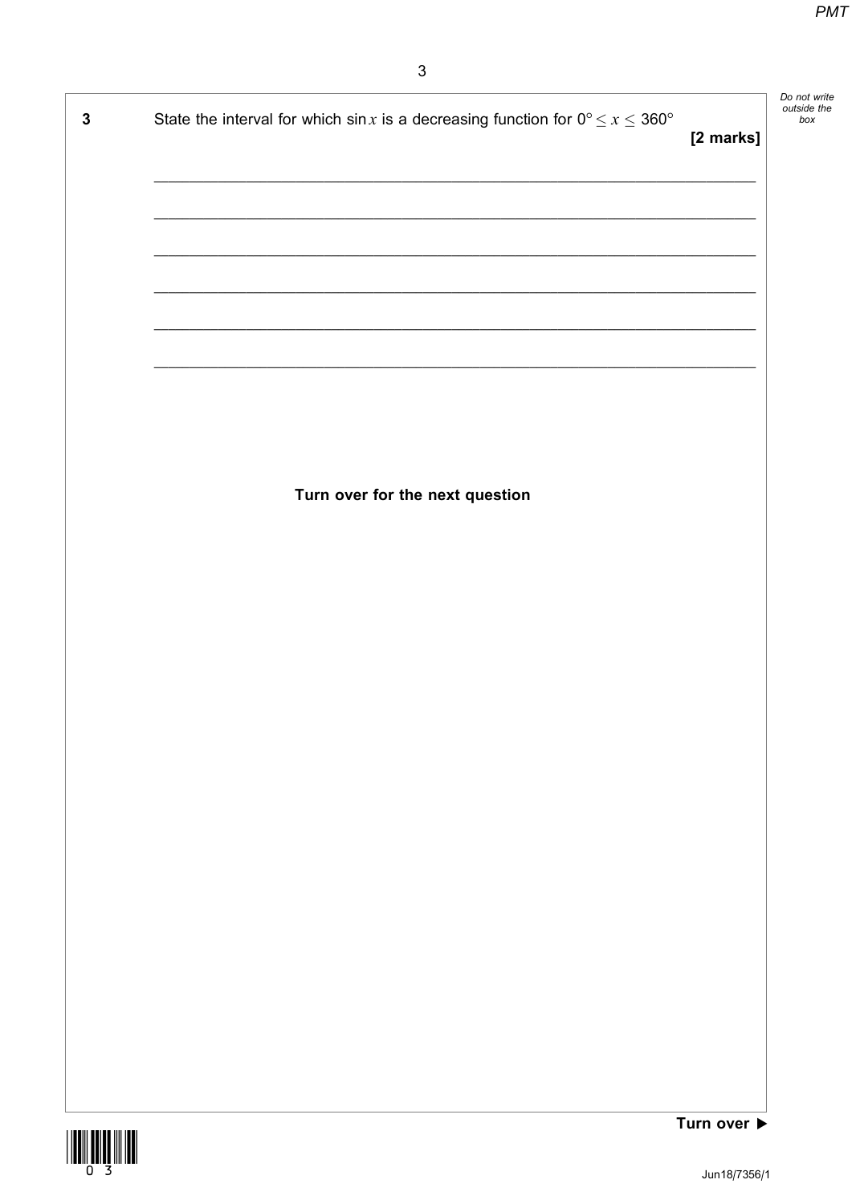**3** State the interval for which $\sin x$ is a decreasing function for $0° \leq x \leq 360°$

**[2 marks]**

**Turn over for the next question**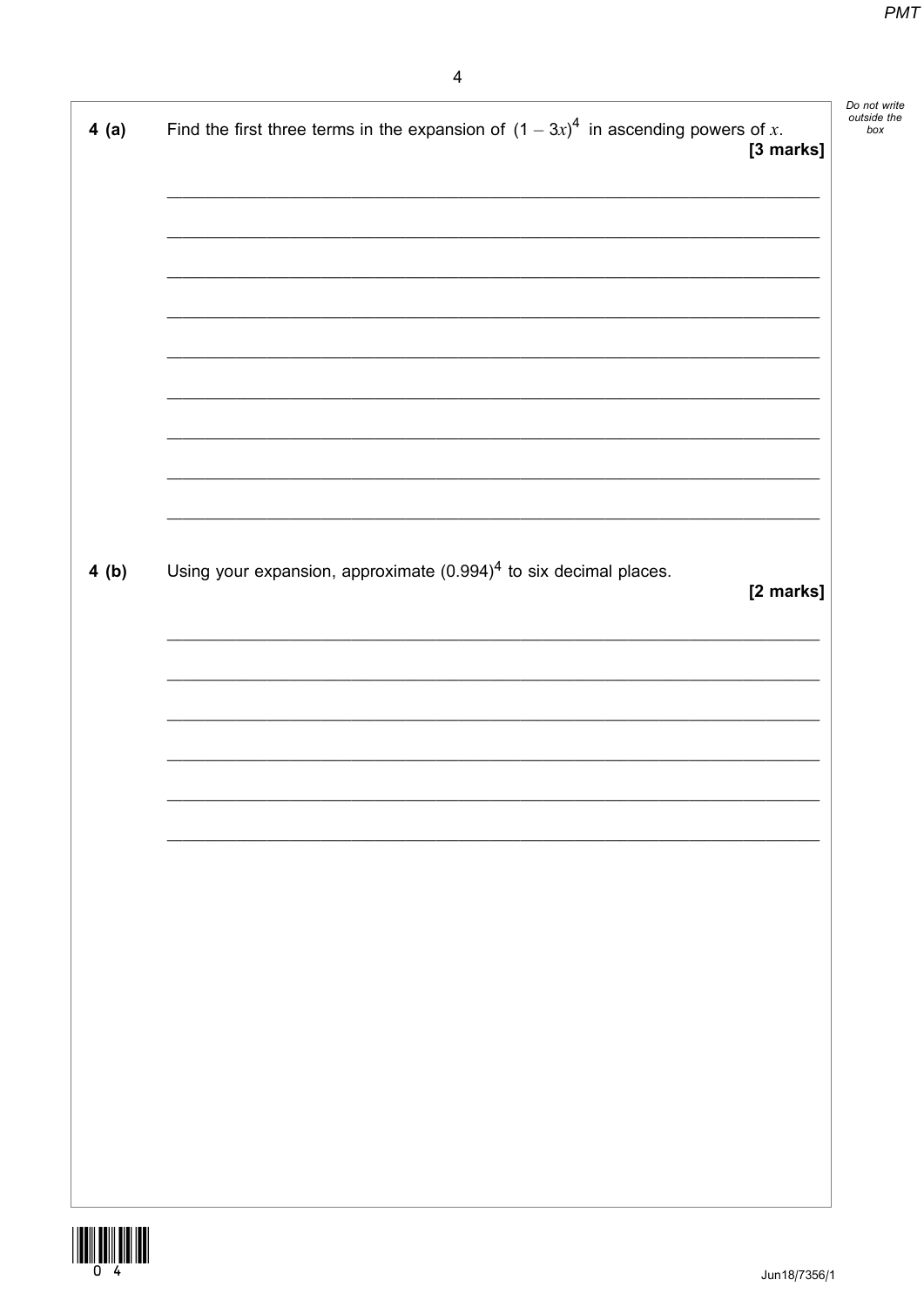**4 (a)** Find the first three terms in the expansion of $(1 - 3x)^4$ in ascending powers of $x$.

**[3 marks]**

**4 (b)** Using your expansion, approximate $(0.994)^4$ to six decimal places.

**[2 marks]**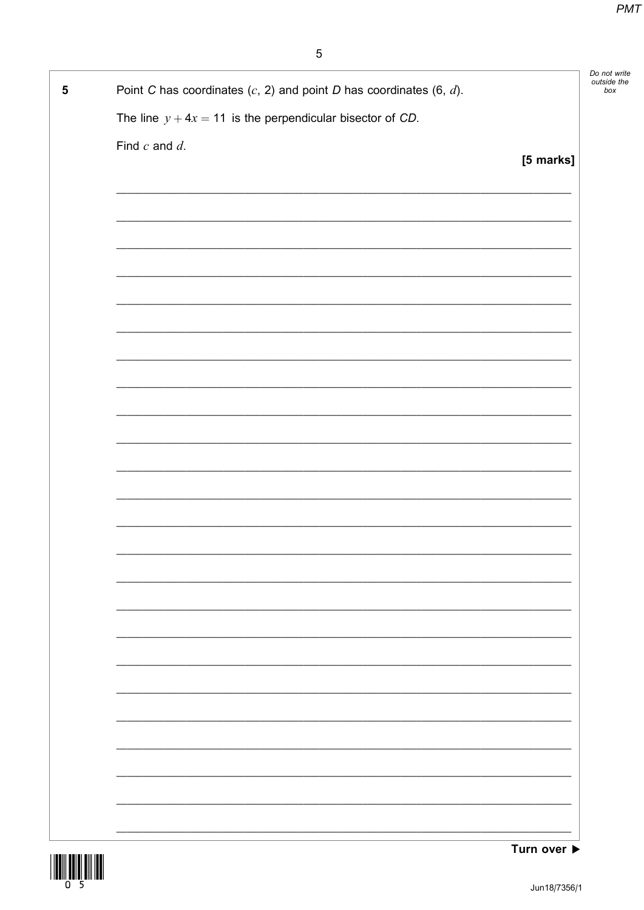**5** Point $C$ has coordinates $(c, 2)$ and point $D$ has coordinates $(6, d)$.

The line $y + 4x = 11$ is the perpendicular bisector of $CD$.

Find $c$ and $d$.

**[5 marks]**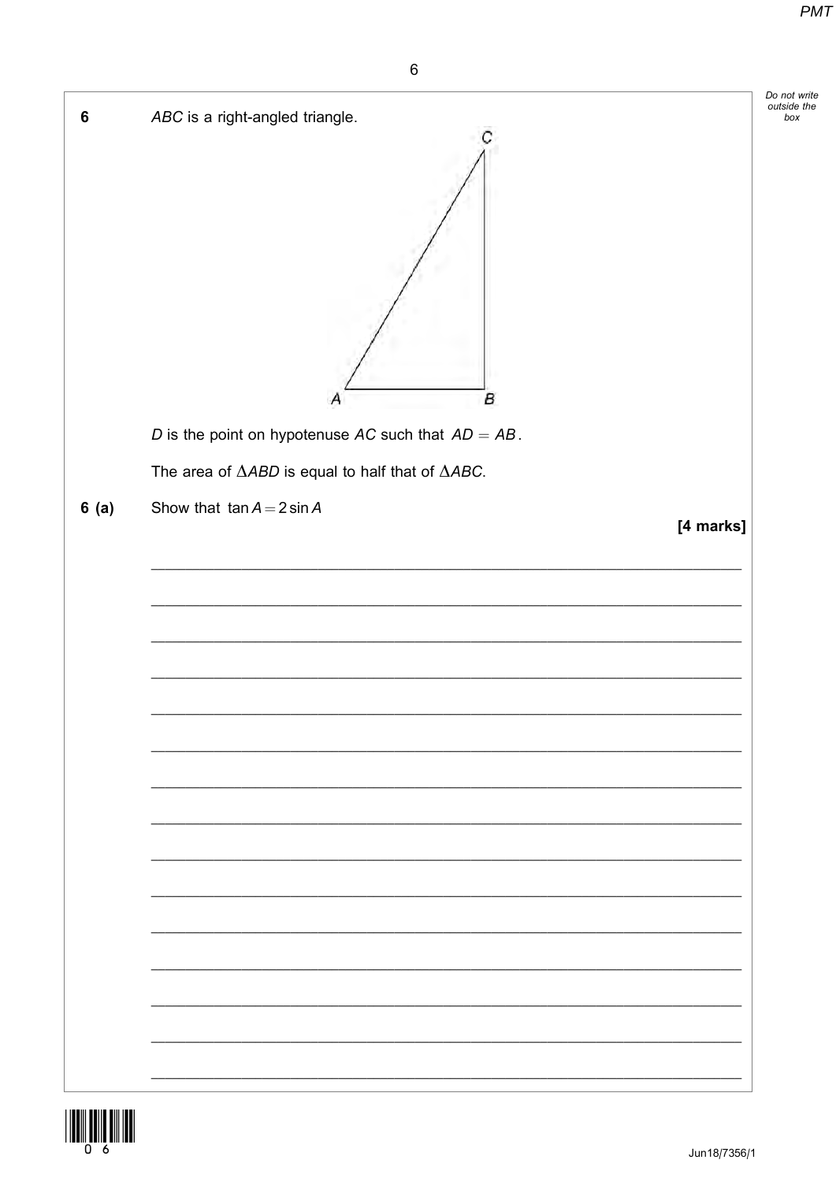**6** $ABC$ is a right-angled triangle.

$D$ is the point on hypotenuse $AC$ such that $AD = AB$.

The area of $\Delta ABD$ is equal to half that of $\Delta ABC$.

**6 (a)** Show that $\tan A = 2 \sin A$

**[4 marks]**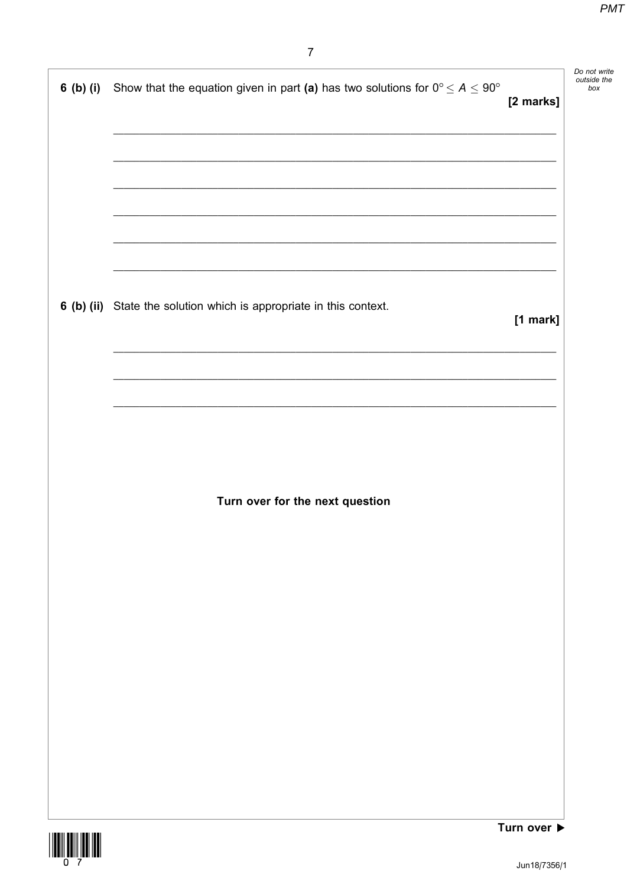**6 (b) (i)** Show that the equation given in part **(a)** has two solutions for $0° \leq A \leq 90°$

**[2 marks]**

**6 (b) (ii)** State the solution which is appropriate in this context.

**[1 mark]**

**Turn over for the next question**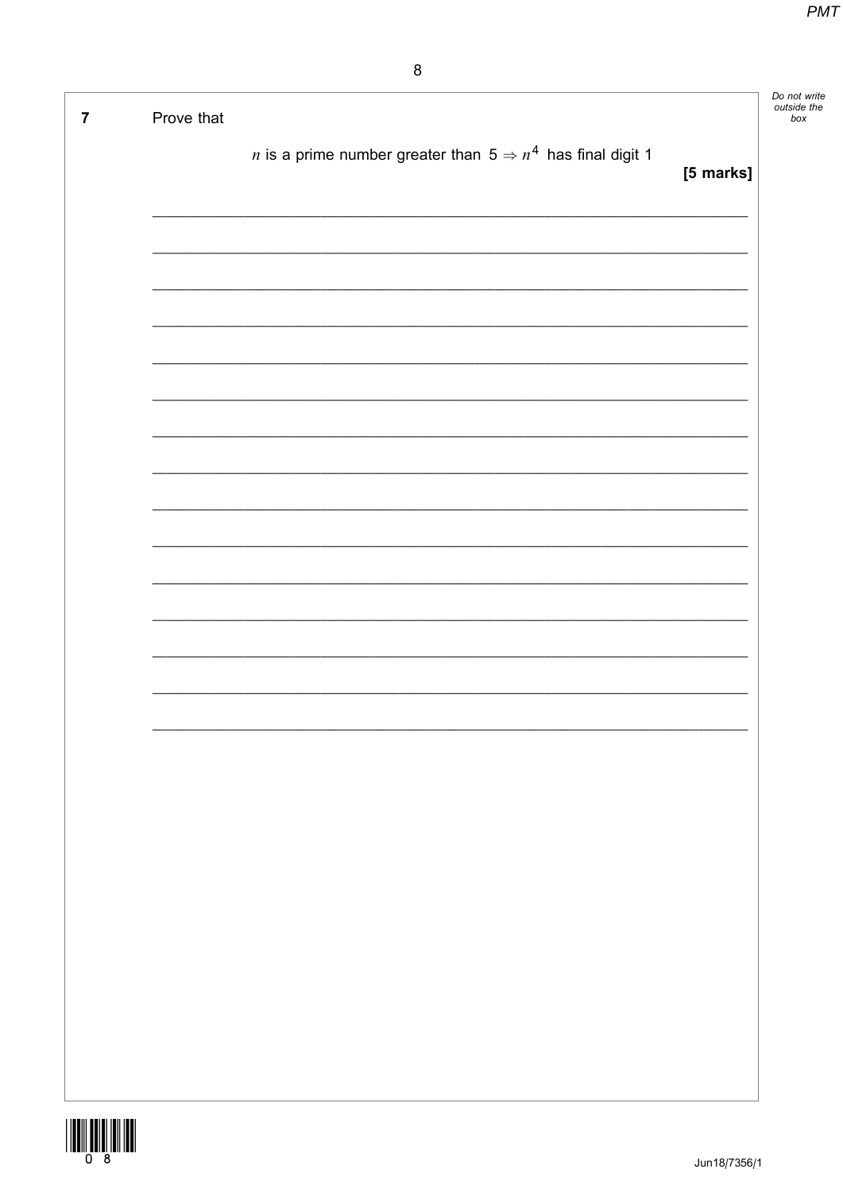**7** Prove that

$n$ is a prime number greater than $5 \Rightarrow n^4$ has final digit 1

**[5 marks]**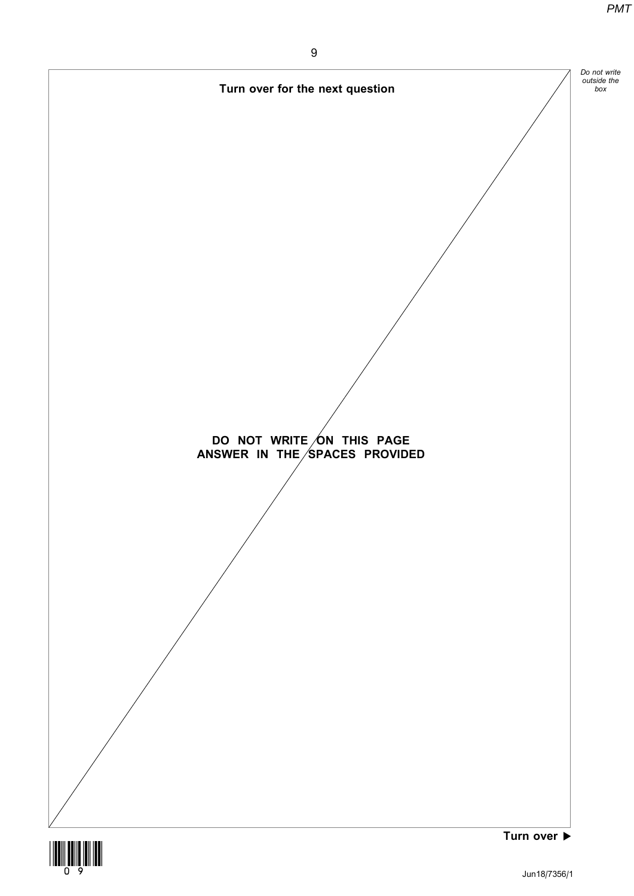**Turn over for the next question**

**DO NOT WRITE ON THIS PAGE**
**ANSWER IN THE SPACES PROVIDED**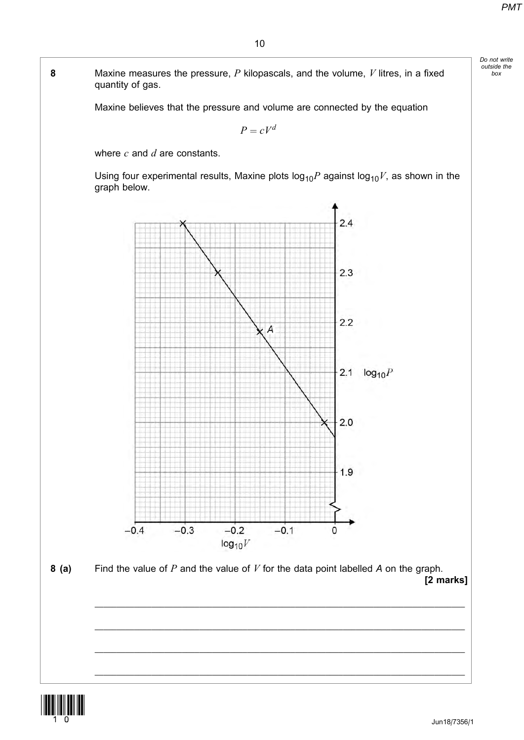**8** Maxine measures the pressure, $P$ kilopascals, and the volume, $V$ litres, in a fixed quantity of gas.

Maxine believes that the pressure and volume are connected by the equation

$$P = cV^d$$

where $c$ and $d$ are constants.

Using four experimental results, Maxine plots $\log_{10}P$ against $\log_{10}V$, as shown in the graph below.

**8 (a)** Find the value of $P$ and the value of $V$ for the data point labelled $A$ on the graph.

**[2 marks]**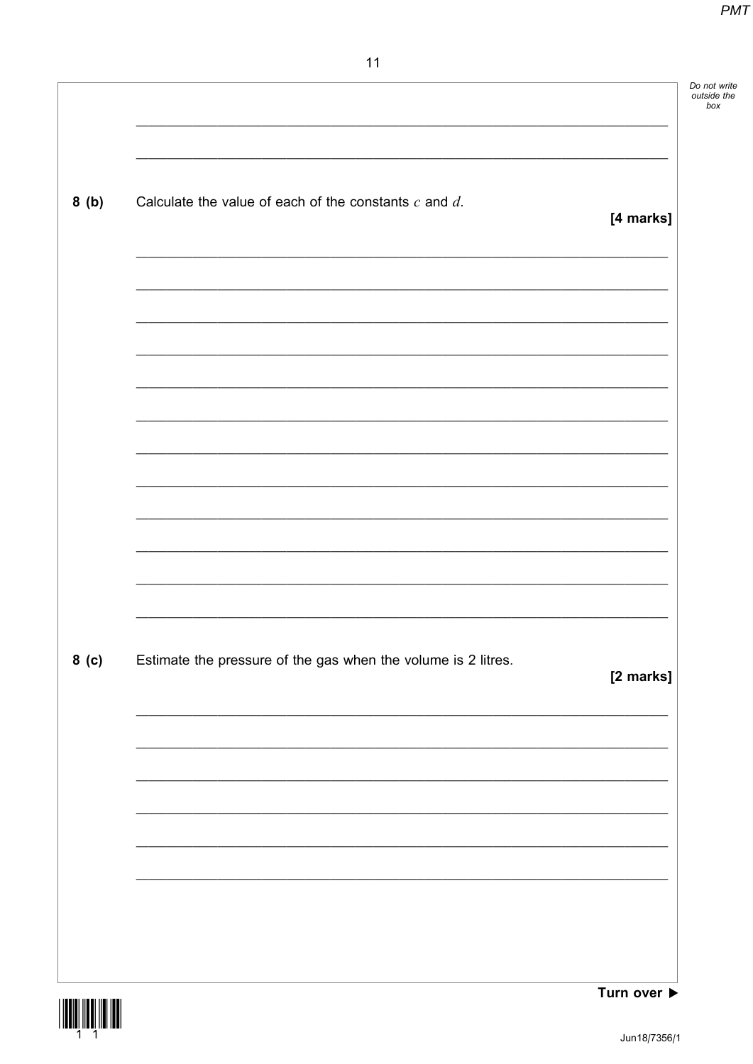**8 (b)** Calculate the value of each of the constants $c$ and $d$.

**[4 marks]**

**8 (c)** Estimate the pressure of the gas when the volume is 2 litres.

**[2 marks]**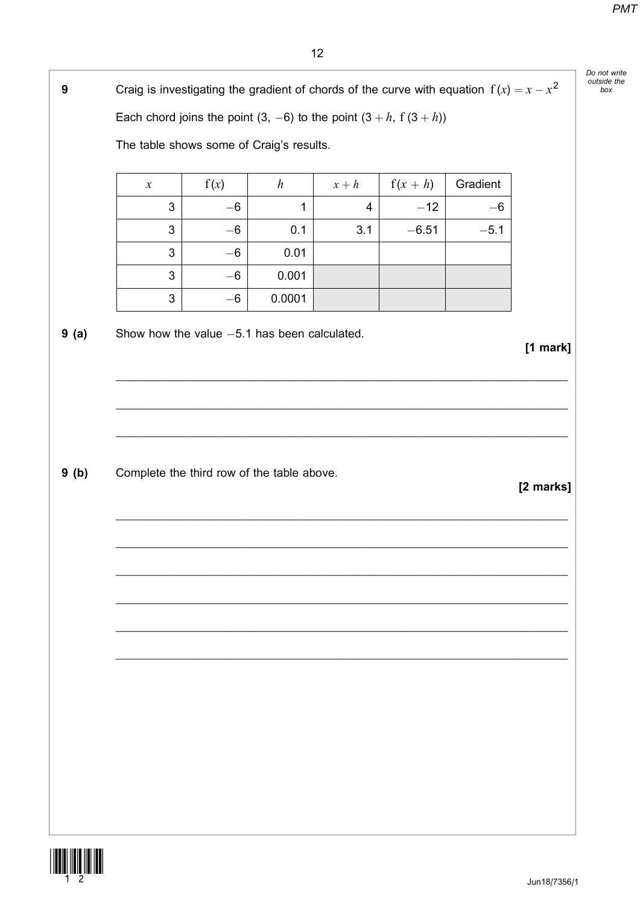**9** Craig is investigating the gradient of chords of the curve with equation $f(x) = x - x^2$

Each chord joins the point $(3, -6)$ to the point $(3 + h, f(3 + h))$

The table shows some of Craig's results.

| $x$ | $f(x)$ | $h$ | $x + h$ | $f(x + h)$ | Gradient |
|---|---|---|---|---|---|
| 3 | $-6$ | 1 | 4 | $-12$ | $-6$ |
| 3 | $-6$ | 0.1 | 3.1 | $-6.51$ | $-5.1$ |
| 3 | $-6$ | 0.01 | | | |
| 3 | $-6$ | 0.001 | | | |
| 3 | $-6$ | 0.0001 | | | |

**9 (a)** Show how the value $-5.1$ has been calculated.

**[1 mark]**

---

---

---

**9 (b)** Complete the third row of the table above.

**[2 marks]**

---

---

---

---

---

---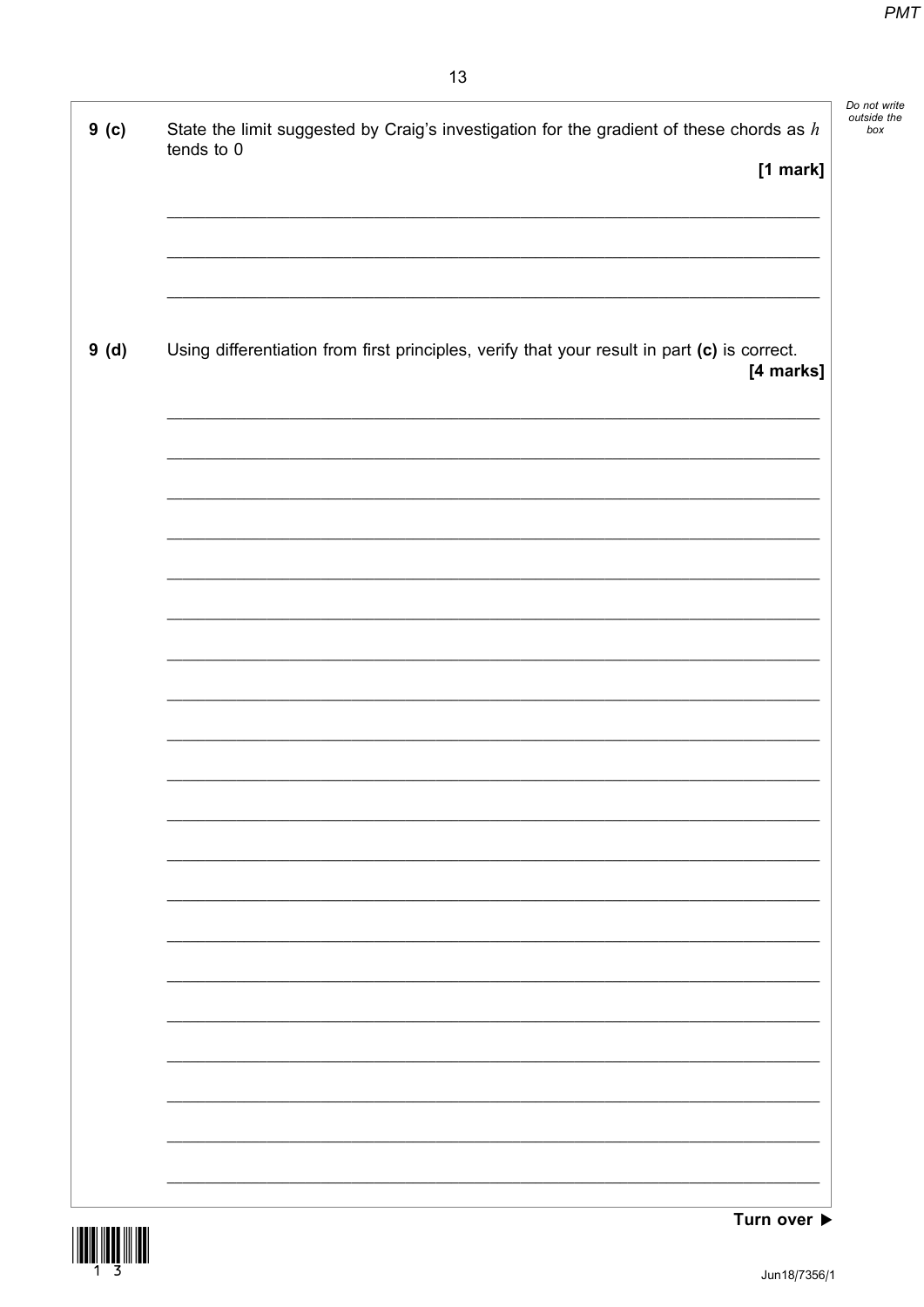**9 (c)** State the limit suggested by Craig's investigation for the gradient of these chords as $h$ tends to 0

**[1 mark]**

**9 (d)** Using differentiation from first principles, verify that your result in part **(c)** is correct.

**[4 marks]**

**Turn over ▶**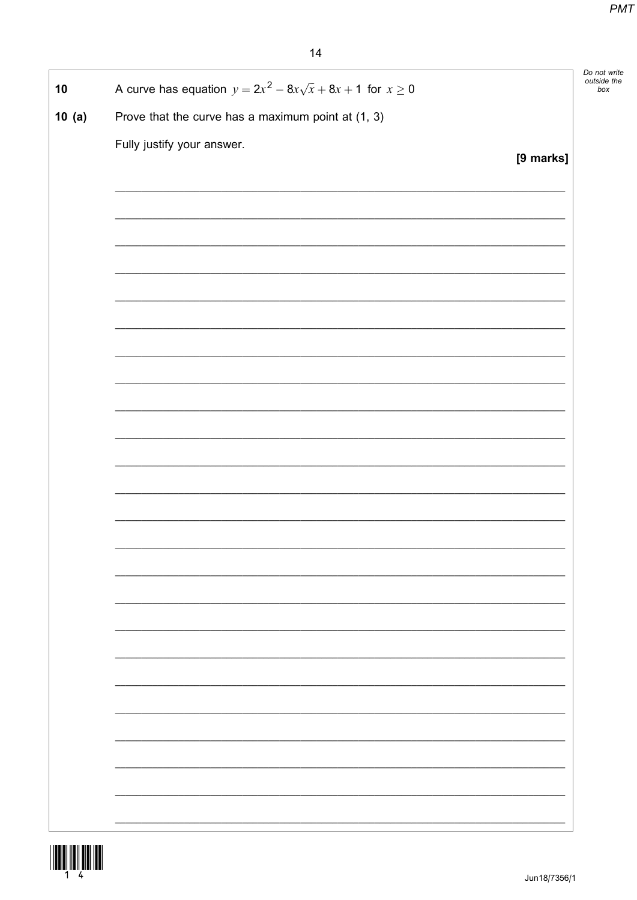**10** A curve has equation $y = 2x^2 - 8x\sqrt{x} + 8x + 1$ for $x \geq 0$

**10 (a)** Prove that the curve has a maximum point at (1, 3)

Fully justify your answer.

**[9 marks]**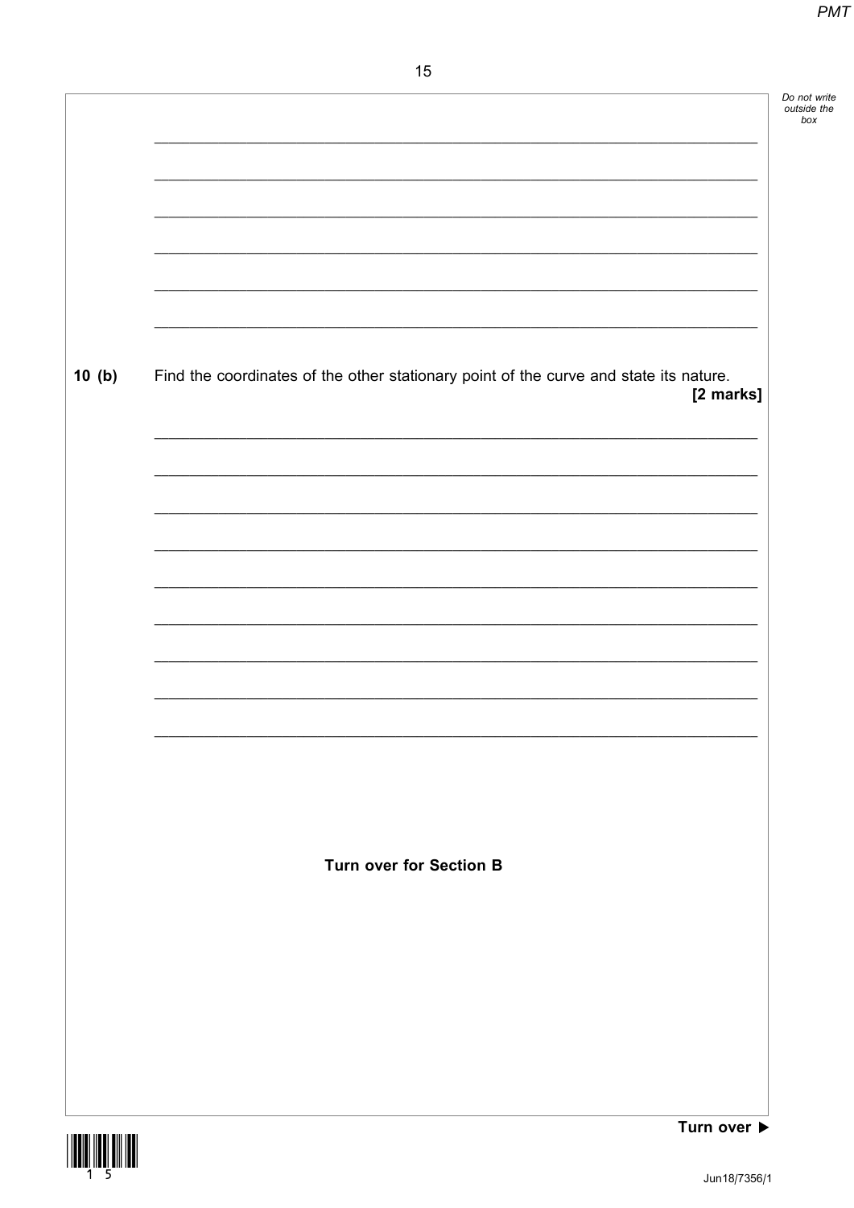**10 (b)** Find the coordinates of the other stationary point of the curve and state its nature.
**[2 marks]**

**Turn over for Section B**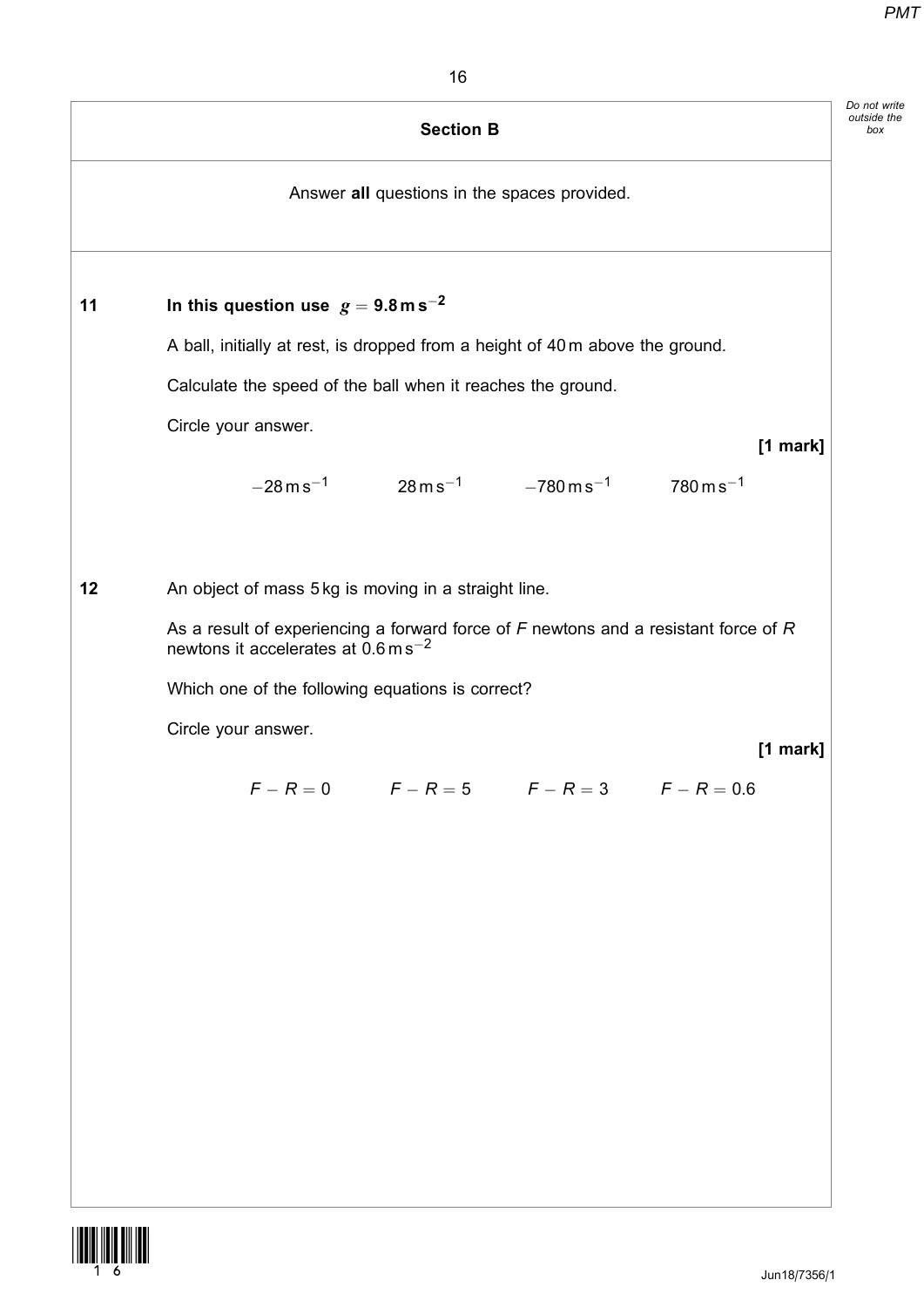## Section B

Answer **all** questions in the spaces provided.

**11** **In this question use $g = 9.8\,\text{m}\,\text{s}^{-2}$**

A ball, initially at rest, is dropped from a height of 40 m above the ground.

Calculate the speed of the ball when it reaches the ground.

Circle your answer.

**[1 mark]**

$-28\,\text{m}\,\text{s}^{-1}$ $\quad$ $28\,\text{m}\,\text{s}^{-1}$ $\quad$ $-780\,\text{m}\,\text{s}^{-1}$ $\quad$ $780\,\text{m}\,\text{s}^{-1}$

**12** An object of mass 5 kg is moving in a straight line.

As a result of experiencing a forward force of $F$ newtons and a resistant force of $R$ newtons it accelerates at $0.6\,\text{m}\,\text{s}^{-2}$

Which one of the following equations is correct?

Circle your answer.

**[1 mark]**

$F - R = 0$ $\quad$ $F - R = 5$ $\quad$ $F - R = 3$ $\quad$ $F - R = 0.6$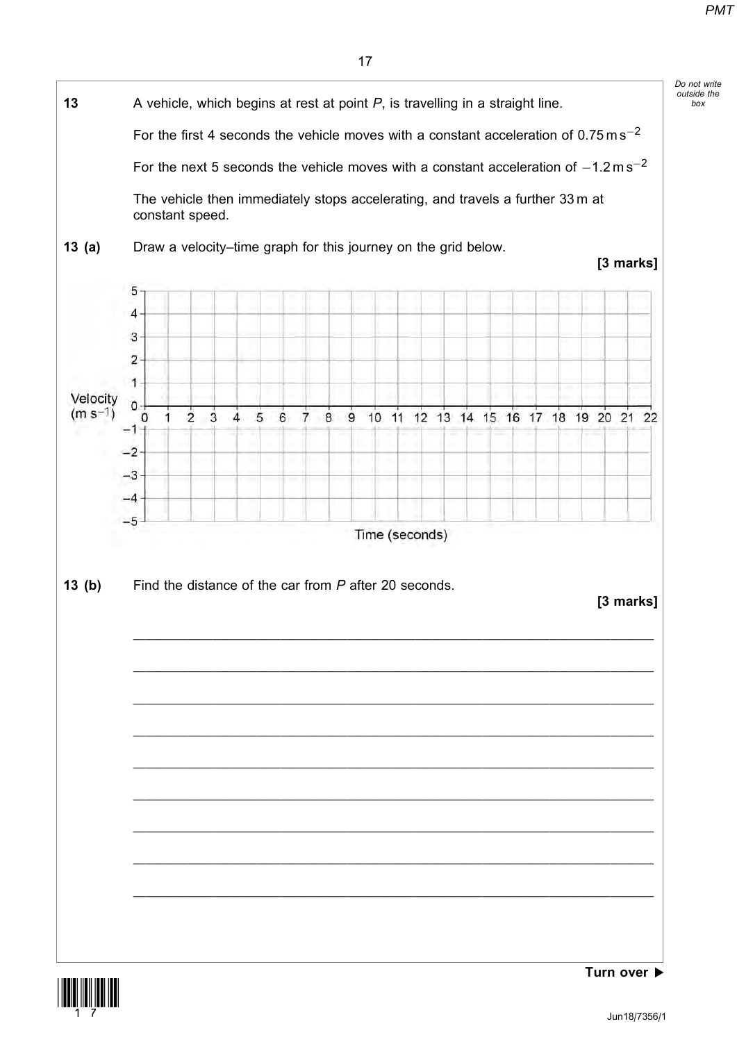**13** A vehicle, which begins at rest at point $P$, is travelling in a straight line.

For the first 4 seconds the vehicle moves with a constant acceleration of $0.75\,\text{m}\,\text{s}^{-2}$

For the next 5 seconds the vehicle moves with a constant acceleration of $-1.2\,\text{m}\,\text{s}^{-2}$

The vehicle then immediately stops accelerating, and travels a further 33 m at constant speed.

**13 (a)** Draw a velocity–time graph for this journey on the grid below.

**[3 marks]**

Velocity ($\text{m}\,\text{s}^{-1}$)

Time (seconds)

**13 (b)** Find the distance of the car from $P$ after 20 seconds.

**[3 marks]**

_______________________________________________________________________

_______________________________________________________________________

_______________________________________________________________________

_______________________________________________________________________

_______________________________________________________________________

_______________________________________________________________________

_______________________________________________________________________

_______________________________________________________________________

_______________________________________________________________________

**Turn over ▶**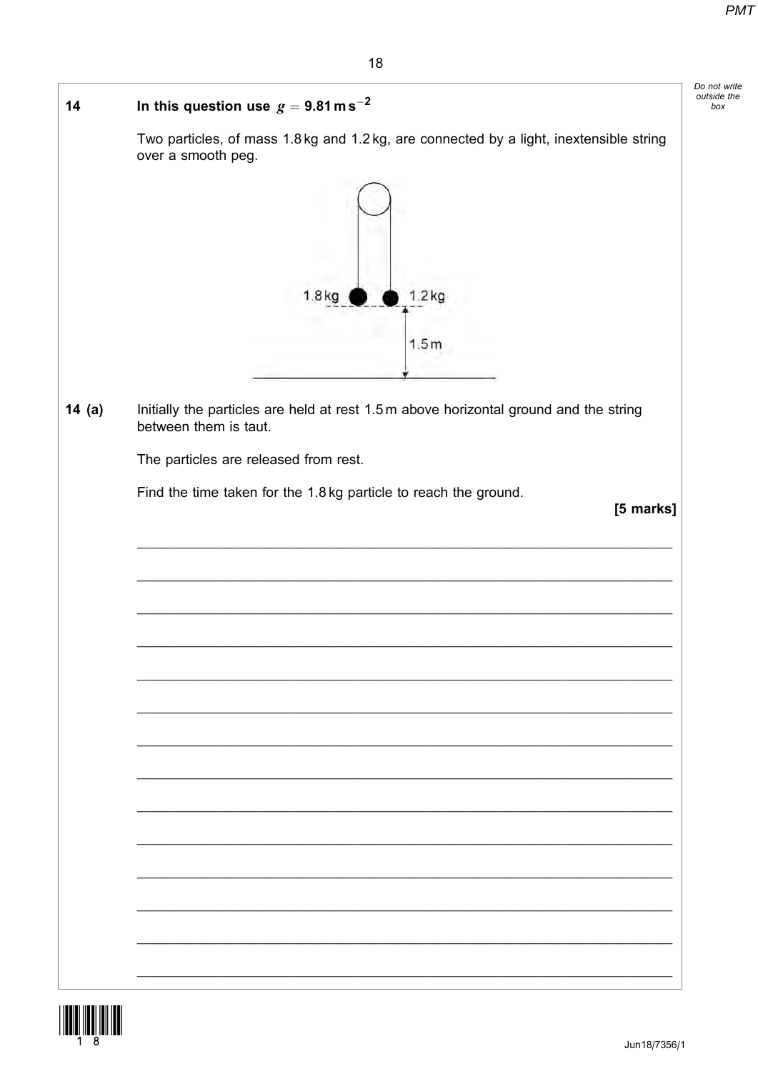**14** In this question use $g = 9.81\,\text{m s}^{-2}$

Two particles, of mass 1.8 kg and 1.2 kg, are connected by a light, inextensible string over a smooth peg.

**14 (a)** Initially the particles are held at rest 1.5 m above horizontal ground and the string between them is taut.

The particles are released from rest.

Find the time taken for the 1.8 kg particle to reach the ground.

**[5 marks]**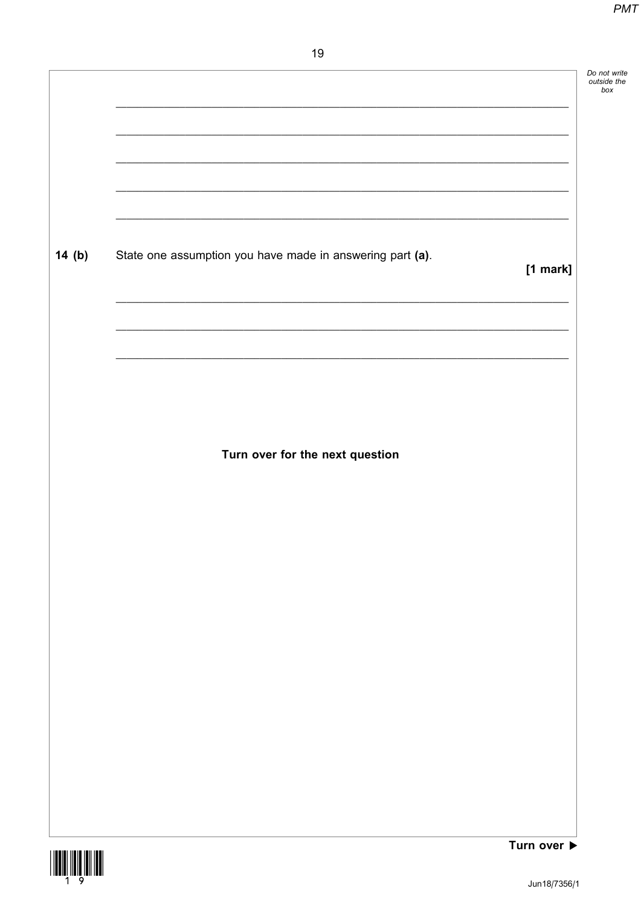**14 (b)** State one assumption you have made in answering part **(a)**.

**[1 mark]**

**Turn over for the next question**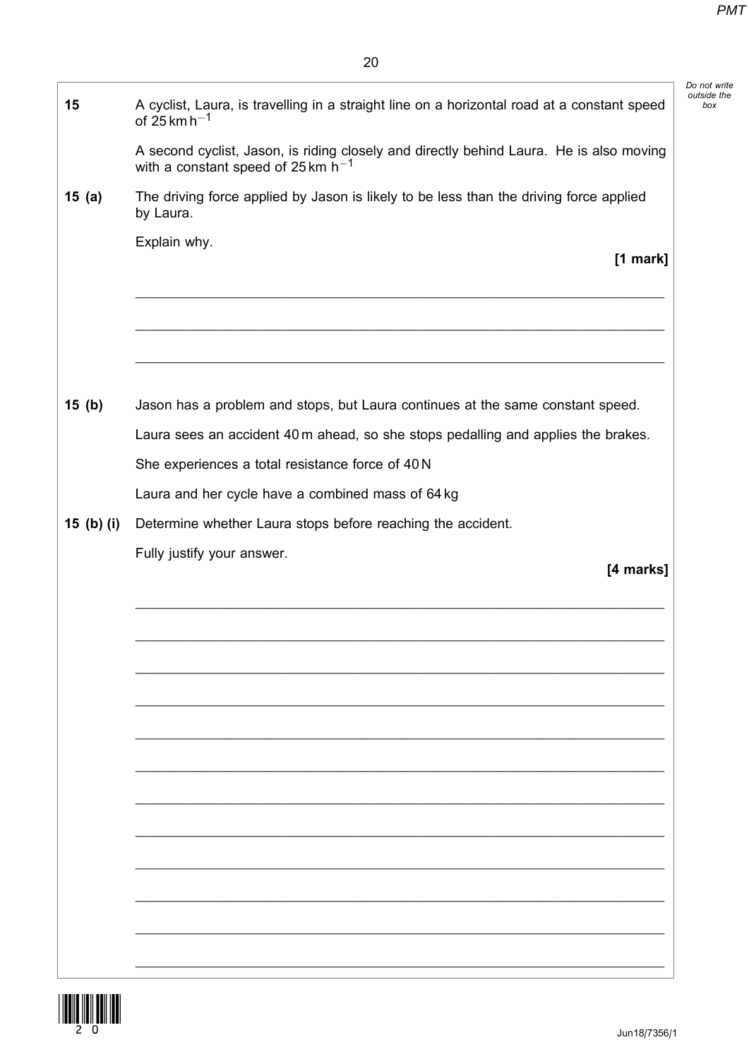**15** A cyclist, Laura, is travelling in a straight line on a horizontal road at a constant speed of $25\,\text{km}\,\text{h}^{-1}$

A second cyclist, Jason, is riding closely and directly behind Laura. He is also moving with a constant speed of $25\,\text{km}\,\text{h}^{-1}$

**15 (a)** The driving force applied by Jason is likely to be less than the driving force applied by Laura.

Explain why.

**[1 mark]**

_______________________________________________________________________

_______________________________________________________________________

_______________________________________________________________________

**15 (b)** Jason has a problem and stops, but Laura continues at the same constant speed.

Laura sees an accident 40 m ahead, so she stops pedalling and applies the brakes.

She experiences a total resistance force of 40 N

Laura and her cycle have a combined mass of 64 kg

**15 (b) (i)** Determine whether Laura stops before reaching the accident.

Fully justify your answer.

**[4 marks]**

_______________________________________________________________________

_______________________________________________________________________

_______________________________________________________________________

_______________________________________________________________________

_______________________________________________________________________

_______________________________________________________________________

_______________________________________________________________________

_______________________________________________________________________

_______________________________________________________________________

_______________________________________________________________________

_______________________________________________________________________

_______________________________________________________________________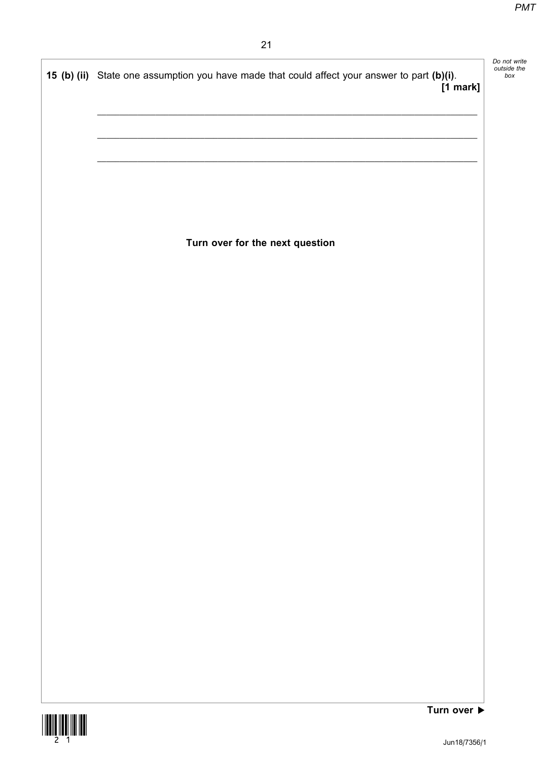**15 (b) (ii)** State one assumption you have made that could affect your answer to part **(b)(i)**.

**[1 mark]**

___________________________________________________________________________

___________________________________________________________________________

___________________________________________________________________________

**Turn over for the next question**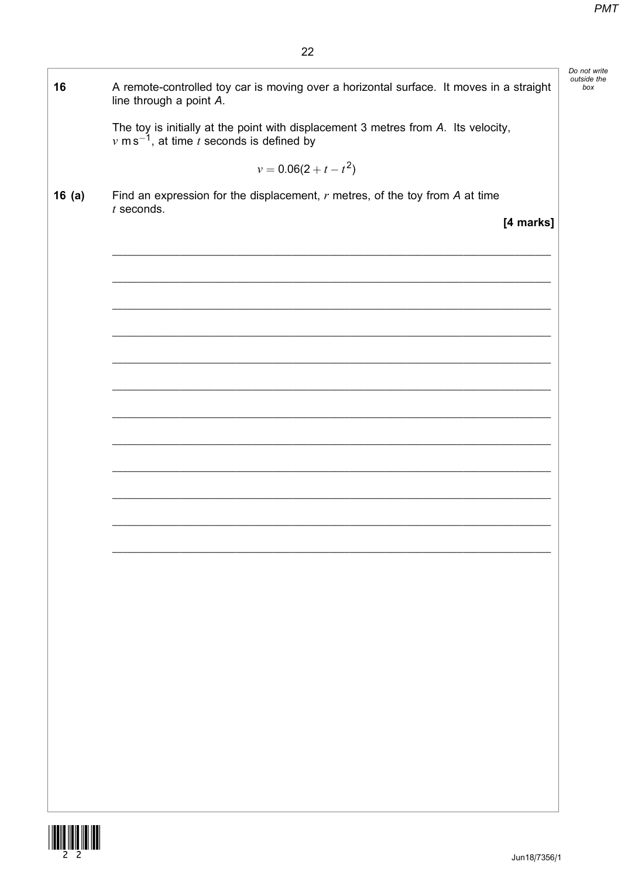**16** A remote-controlled toy car is moving over a horizontal surface. It moves in a straight line through a point *A*.

The toy is initially at the point with displacement 3 metres from *A*. Its velocity, $v$ m s$^{-1}$, at time $t$ seconds is defined by

$$v = 0.06(2 + t - t^2)$$

**16 (a)** Find an expression for the displacement, $r$ metres, of the toy from *A* at time $t$ seconds.

**[4 marks]**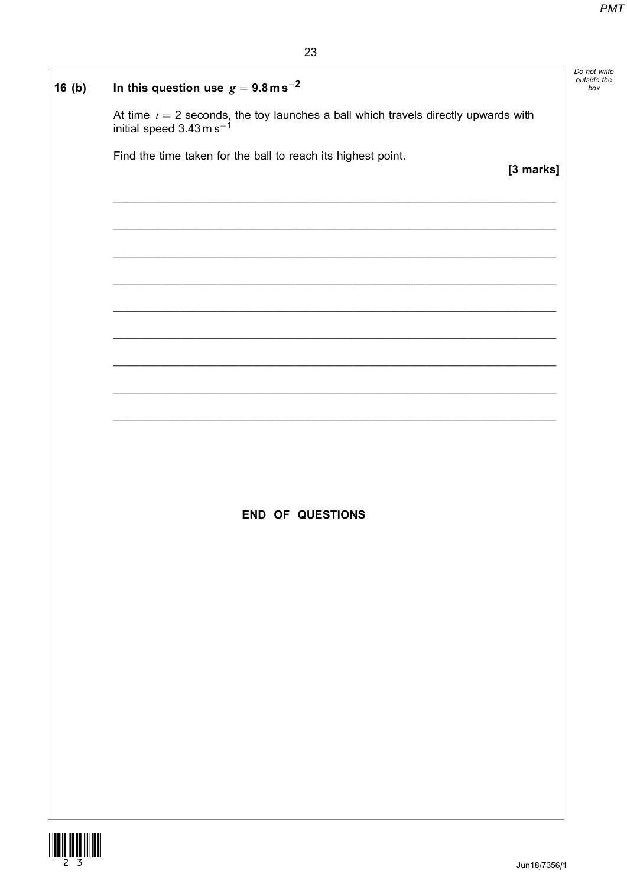**16 (b)** **In this question use $g = 9.8\,\text{m}\,\text{s}^{-2}$**

At time $t = 2$ seconds, the toy launches a ball which travels directly upwards with initial speed $3.43\,\text{m}\,\text{s}^{-1}$

Find the time taken for the ball to reach its highest point.

**[3 marks]**

**END OF QUESTIONS**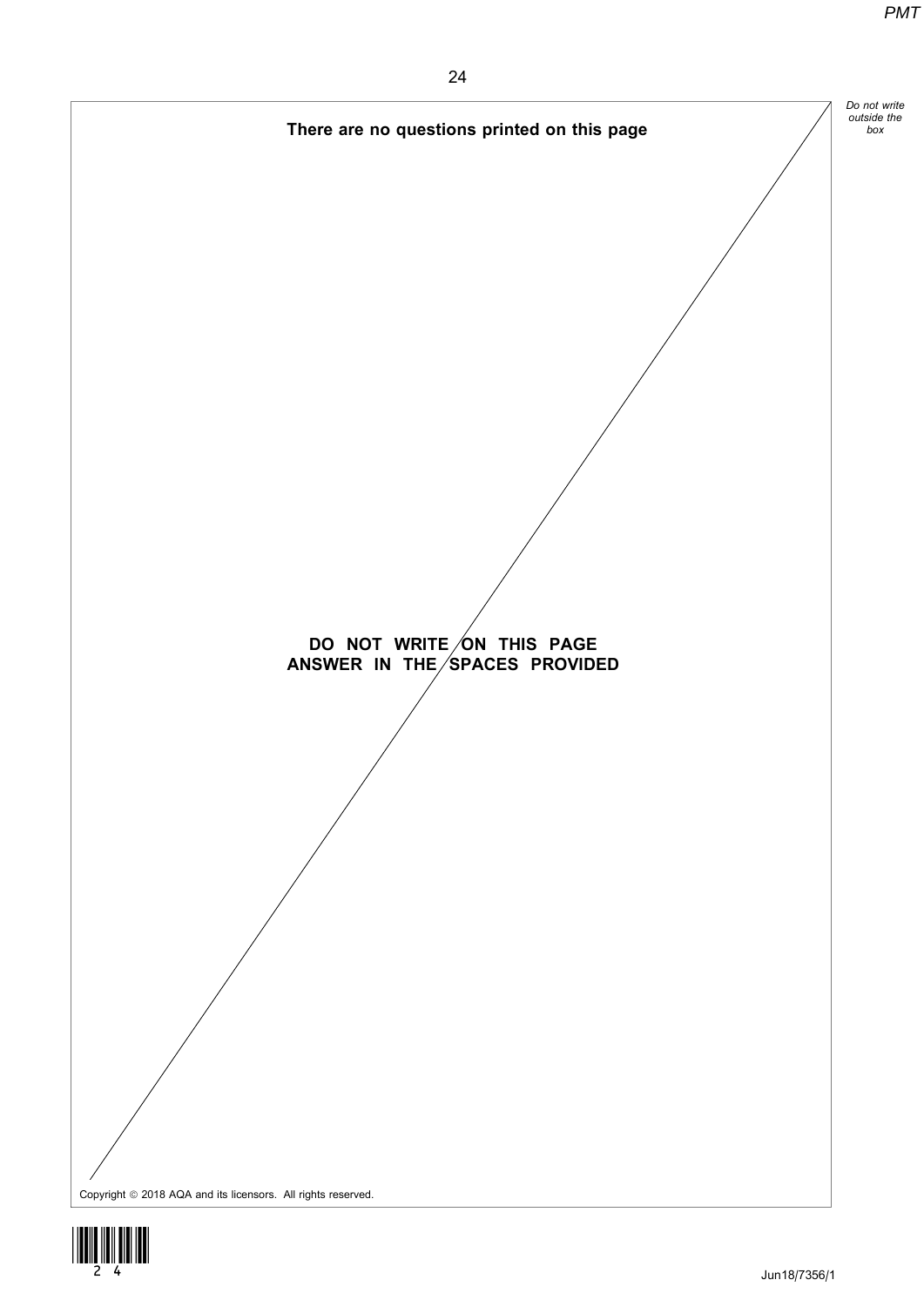**There are no questions printed on this page**

**DO NOT WRITE ON THIS PAGE**
**ANSWER IN THE SPACES PROVIDED**

Copyright © 2018 AQA and its licensors. All rights reserved.